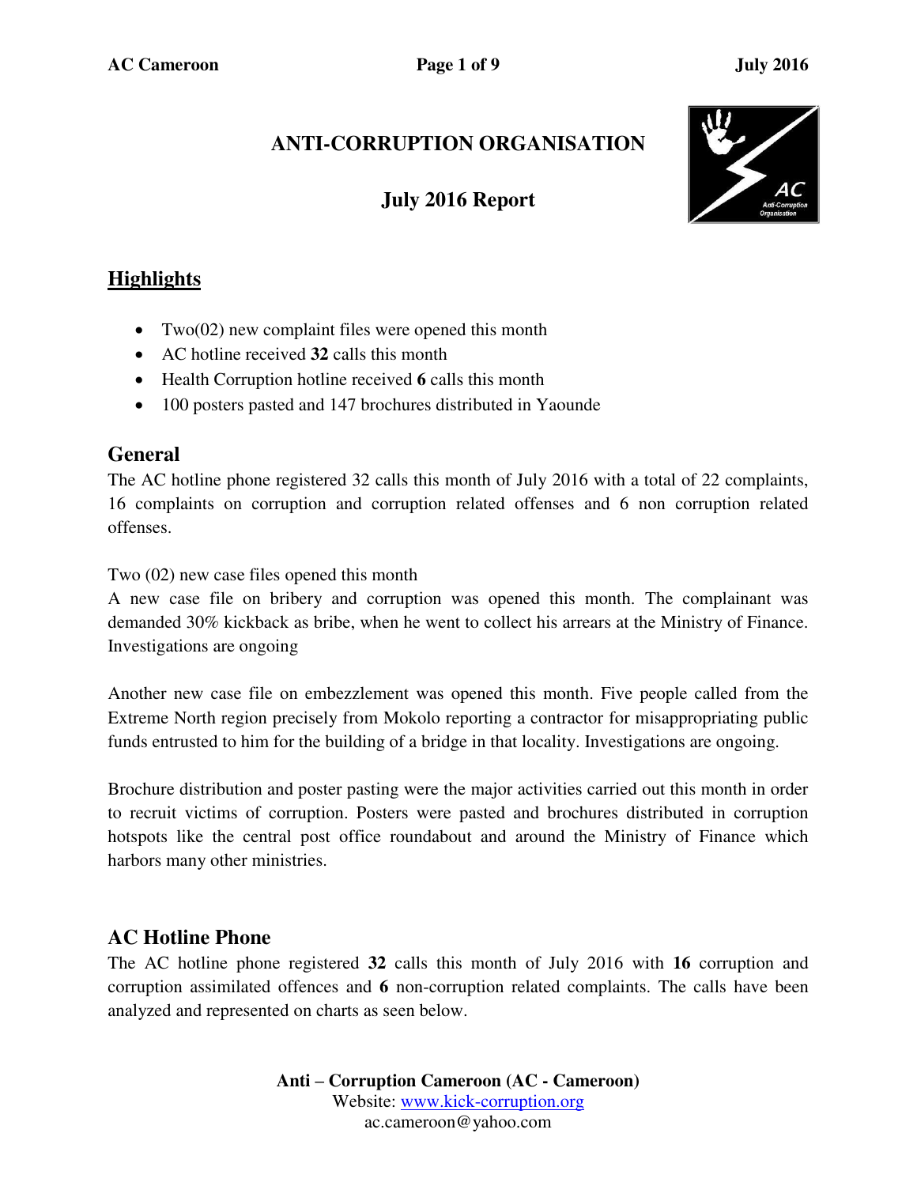# ANTI-CORRUPTION ORGANISATION

## July 2016 Report

## Highlights

- Two(02) new complaint files were opened this month
- AC hotline received **32** calls this month
- Health Corruption hotline received **6** calls this month
- 100 posters pasted and 147 brochures distributed in Yaounde

## General

The AC hotline phone registered 32 calls this month of July 2016 with a total of 22 complaints, 16 complaints on corruption and corruption related offenses and 6 non corruption related offenses.

Two (02) new case files opened this month
A new case file on bribery and corruption was opened this month. The complainant was demanded 30% kickback as bribe, when he went to collect his arrears at the Ministry of Finance. Investigations are ongoing

Another new case file on embezzlement was opened this month. Five people called from the Extreme North region precisely from Mokolo reporting a contractor for misappropriating public funds entrusted to him for the building of a bridge in that locality. Investigations are ongoing.

Brochure distribution and poster pasting were the major activities carried out this month in order to recruit victims of corruption. Posters were pasted and brochures distributed in corruption hotspots like the central post office roundabout and around the Ministry of Finance which harbors many other ministries.

## AC Hotline Phone

The AC hotline phone registered **32** calls this month of July 2016 with **16** corruption and corruption assimilated offences and **6** non-corruption related complaints. The calls have been analyzed and represented on charts as seen below.

**Anti – Corruption Cameroon (AC - Cameroon)**
Website: www.kick-corruption.org
ac.cameroon@yahoo.com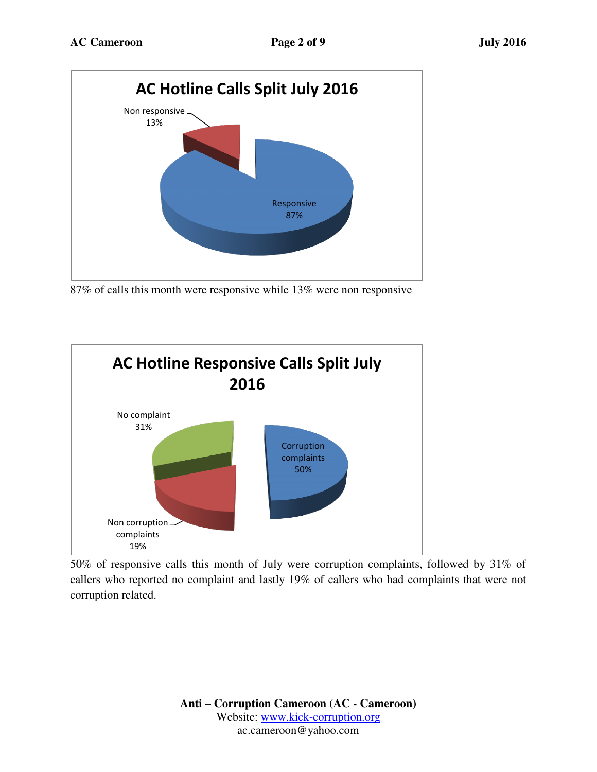**AC Hotline Calls Split July 2016**

Non responsive 13%

Responsive 87%

87% of calls this month were responsive while 13% were non responsive

**AC Hotline Responsive Calls Split July 2016**

No complaint 31%

Corruption complaints 50%

Non corruption complaints 19%

50% of responsive calls this month of July were corruption complaints, followed by 31% of callers who reported no complaint and lastly 19% of callers who had complaints that were not corruption related.

**Anti – Corruption Cameroon (AC - Cameroon)**
Website: www.kick-corruption.org
ac.cameroon@yahoo.com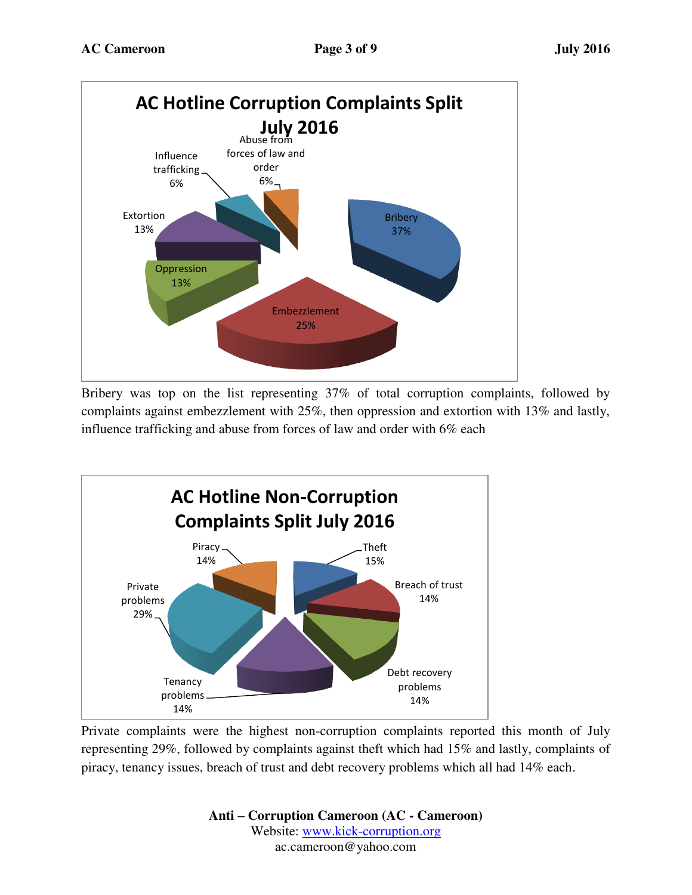**AC Hotline Corruption Complaints Split July 2016**

Influence trafficking 6%

Abuse from forces of law and order 6%

Bribery 37%

Extortion 13%

Oppression 13%

Embezzlement 25%

Bribery was top on the list representing 37% of total corruption complaints, followed by complaints against embezzlement with 25%, then oppression and extortion with 13% and lastly, influence trafficking and abuse from forces of law and order with 6% each

**AC Hotline Non-Corruption Complaints Split July 2016**

Piracy 14%

Theft 15%

Breach of trust 14%

Private problems 29%

Debt recovery problems 14%

Tenancy problems 14%

Private complaints were the highest non-corruption complaints reported this month of July representing 29%, followed by complaints against theft which had 15% and lastly, complaints of piracy, tenancy issues, breach of trust and debt recovery problems which all had 14% each.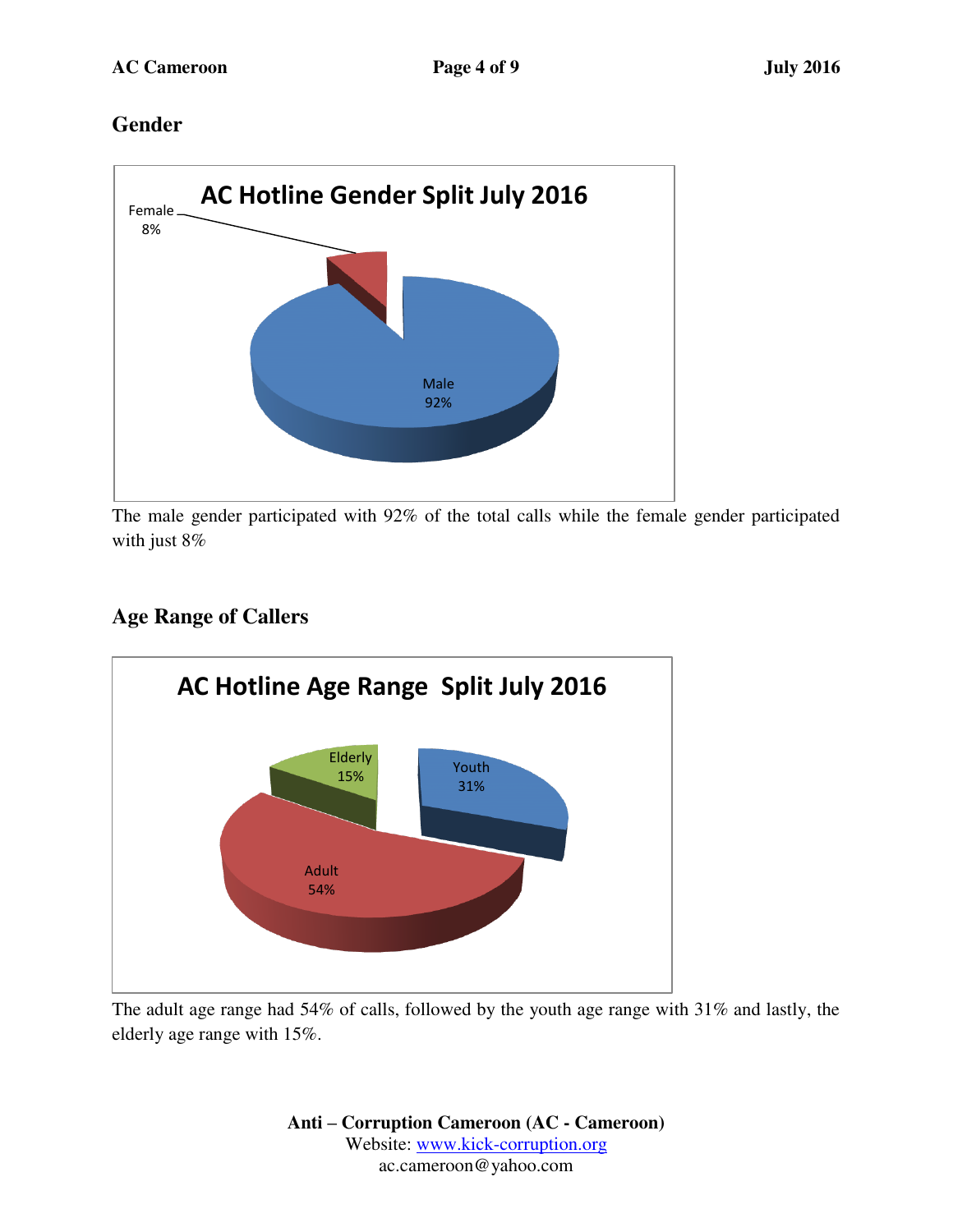## Gender

**AC Hotline Gender Split July 2016**

Female 8%

Male 92%

The male gender participated with 92% of the total calls while the female gender participated with just 8%

## Age Range of Callers

**AC Hotline Age Range Split July 2016**

Elderly 15%

Youth 31%

Adult 54%

The adult age range had 54% of calls, followed by the youth age range with 31% and lastly, the elderly age range with 15%.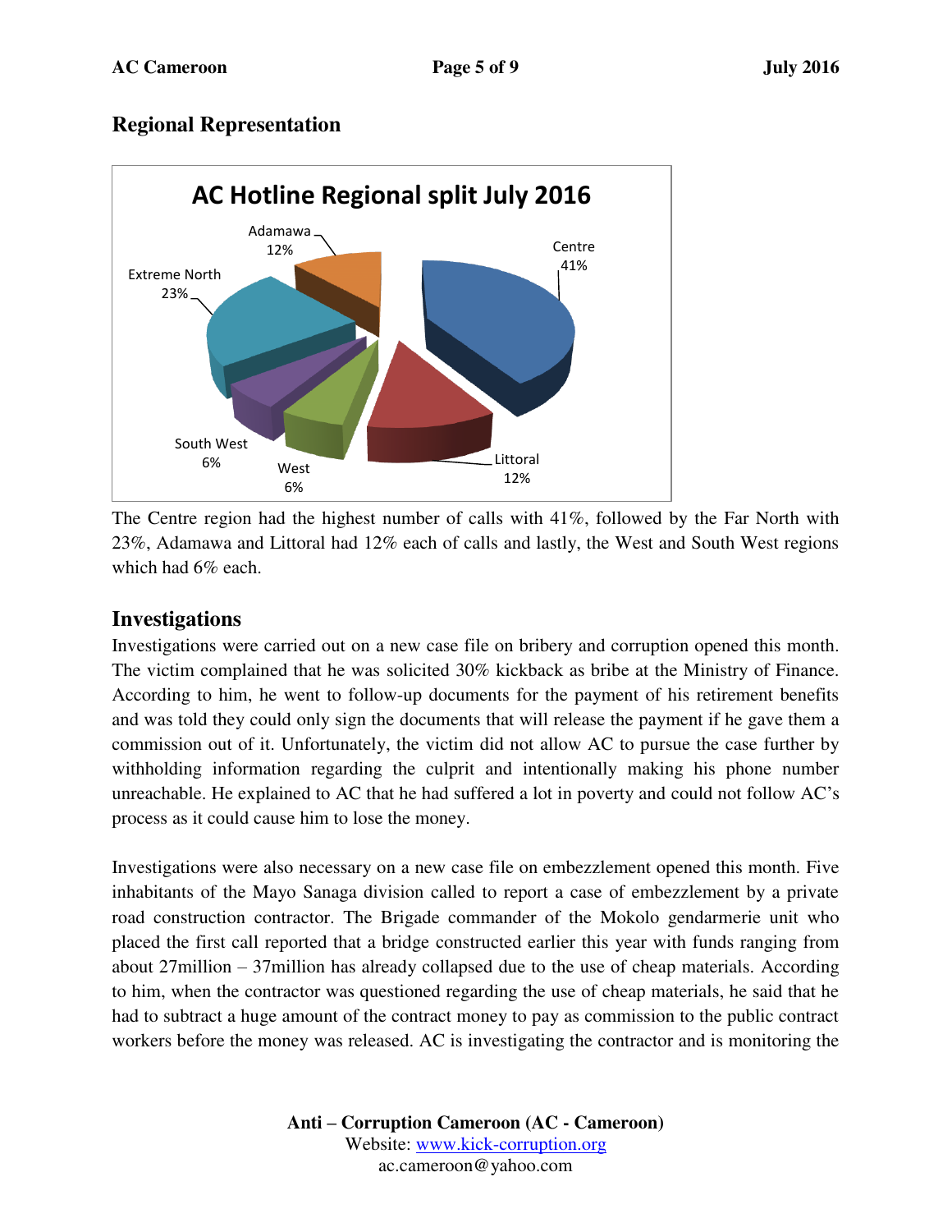## Regional Representation

**AC Hotline Regional split July 2016**

| Region | Share |
|---|---|
| Centre | 41% |
| Extreme North | 23% |
| Adamawa | 12% |
| Littoral | 12% |
| South West | 6% |
| West | 6% |

The Centre region had the highest number of calls with 41%, followed by the Far North with 23%, Adamawa and Littoral had 12% each of calls and lastly, the West and South West regions which had 6% each.

## Investigations

Investigations were carried out on a new case file on bribery and corruption opened this month. The victim complained that he was solicited 30% kickback as bribe at the Ministry of Finance. According to him, he went to follow-up documents for the payment of his retirement benefits and was told they could only sign the documents that will release the payment if he gave them a commission out of it. Unfortunately, the victim did not allow AC to pursue the case further by withholding information regarding the culprit and intentionally making his phone number unreachable. He explained to AC that he had suffered a lot in poverty and could not follow AC's process as it could cause him to lose the money.

Investigations were also necessary on a new case file on embezzlement opened this month. Five inhabitants of the Mayo Sanaga division called to report a case of embezzlement by a private road construction contractor. The Brigade commander of the Mokolo gendarmerie unit who placed the first call reported that a bridge constructed earlier this year with funds ranging from about 27million – 37million has already collapsed due to the use of cheap materials. According to him, when the contractor was questioned regarding the use of cheap materials, he said that he had to subtract a huge amount of the contract money to pay as commission to the public contract workers before the money was released. AC is investigating the contractor and is monitoring the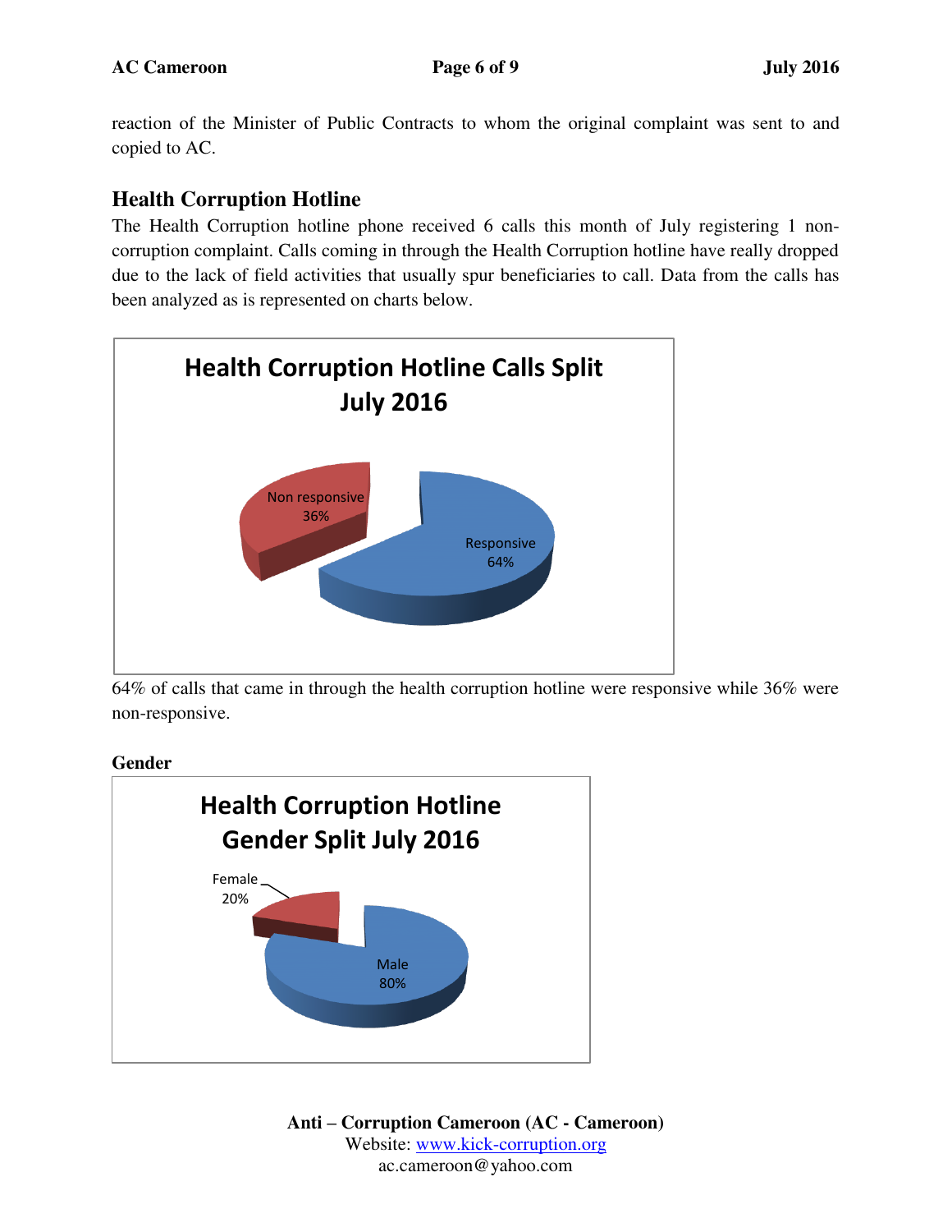reaction of the Minister of Public Contracts to whom the original complaint was sent to and copied to AC.

## Health Corruption Hotline

The Health Corruption hotline phone received 6 calls this month of July registering 1 non-corruption complaint. Calls coming in through the Health Corruption hotline have really dropped due to the lack of field activities that usually spur beneficiaries to call. Data from the calls has been analyzed as is represented on charts below.

**Health Corruption Hotline Calls Split July 2016**

| Category | Percentage |
|---|---|
| Responsive | 64% |
| Non responsive | 36% |

64% of calls that came in through the health corruption hotline were responsive while 36% were non-responsive.

**Gender**

**Health Corruption Hotline Gender Split July 2016**

| Gender | Percentage |
|---|---|
| Male | 80% |
| Female | 20% |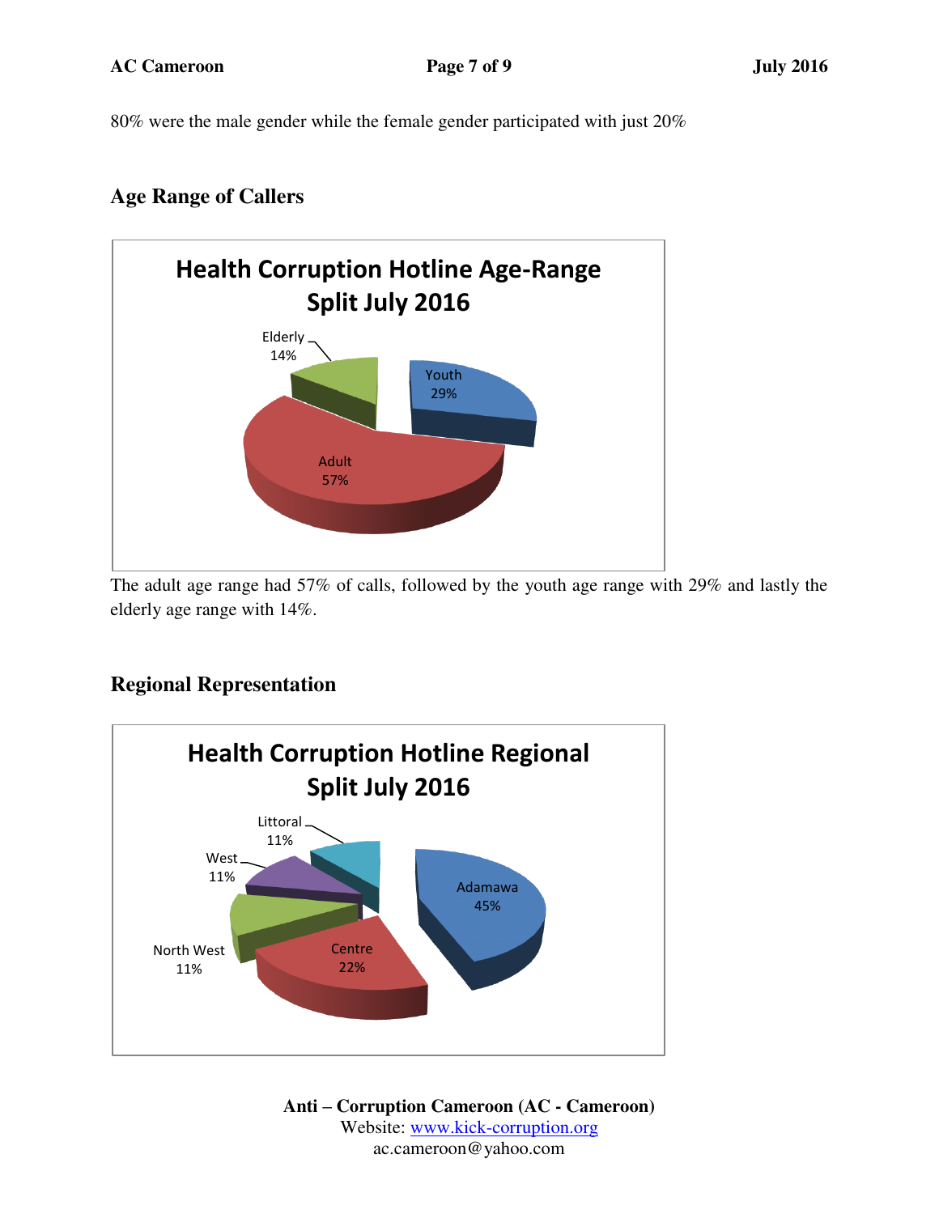80% were the male gender while the female gender participated with just 20%

## Age Range of Callers

**Health Corruption Hotline Age-Range Split July 2016**

| Age Range | Percentage |
|---|---|
| Youth | 29% |
| Adult | 57% |
| Elderly | 14% |

The adult age range had 57% of calls, followed by the youth age range with 29% and lastly the elderly age range with 14%.

## Regional Representation

**Health Corruption Hotline Regional Split July 2016**

| Region | Percentage |
|---|---|
| Adamawa | 45% |
| Centre | 22% |
| North West | 11% |
| West | 11% |
| Littoral | 11% |

**Anti – Corruption Cameroon (AC - Cameroon)**
Website: www.kick-corruption.org
ac.cameroon@yahoo.com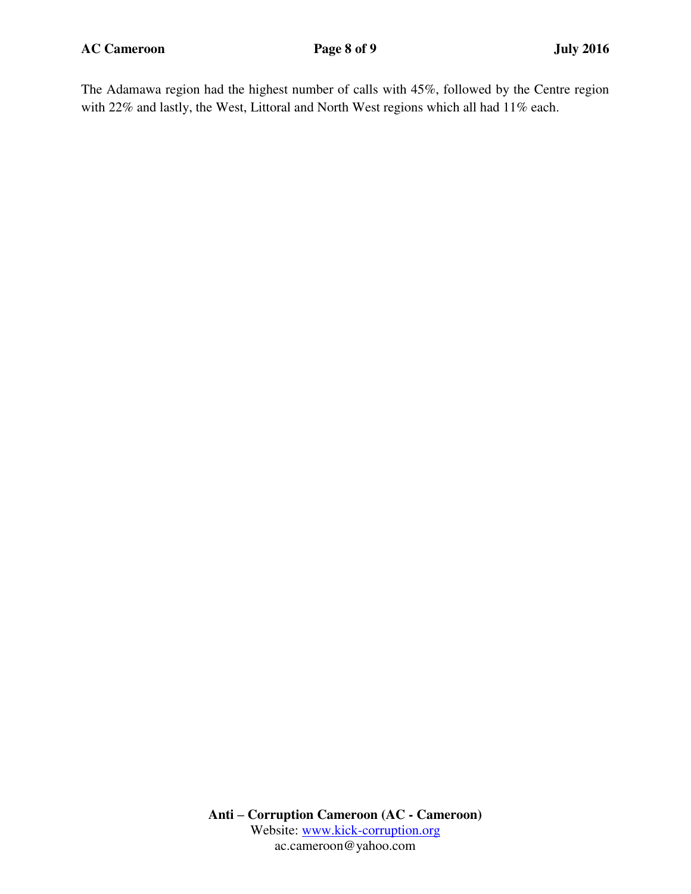The Adamawa region had the highest number of calls with 45%, followed by the Centre region with 22% and lastly, the West, Littoral and North West regions which all had 11% each.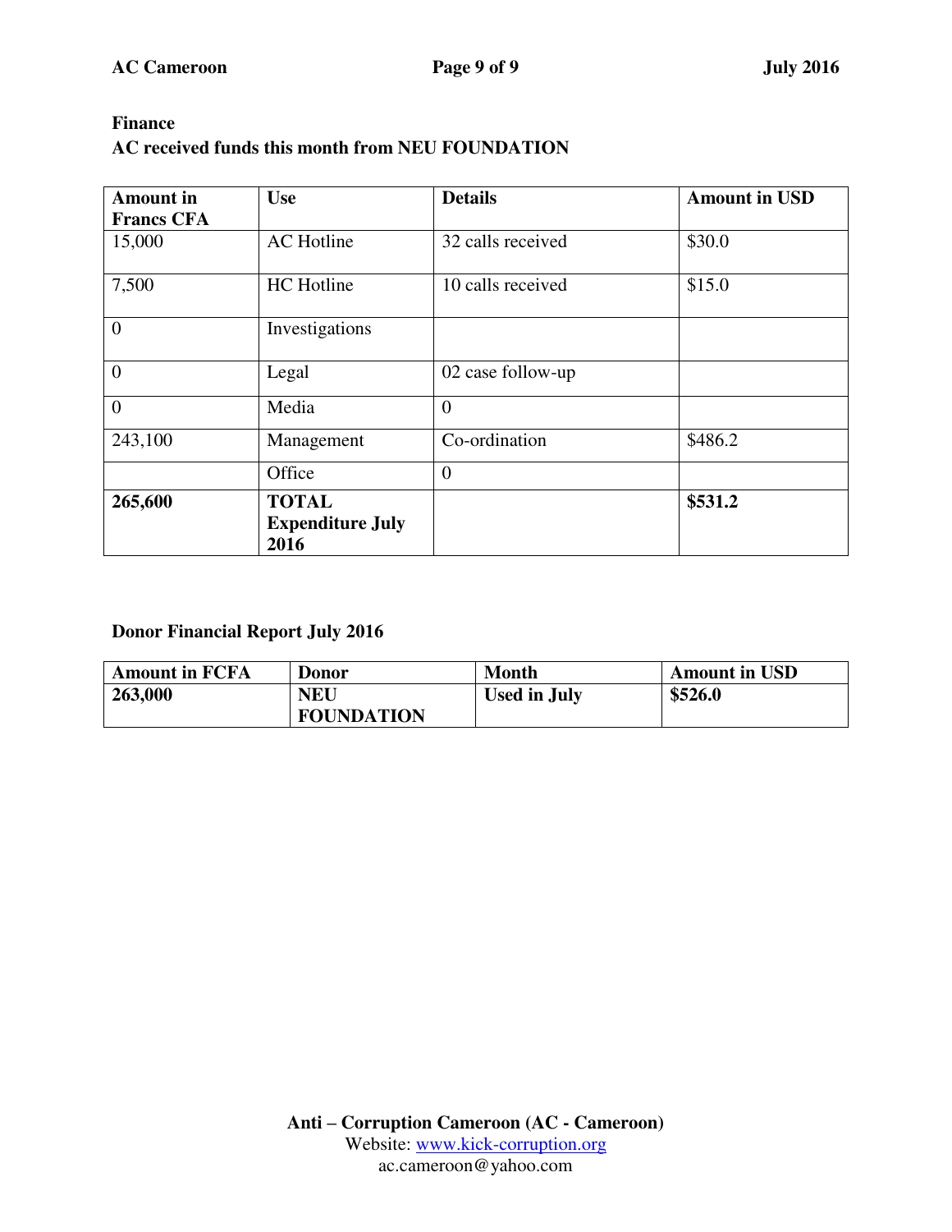**Finance**

**AC received funds this month from NEU FOUNDATION**

| Amount in Francs CFA | Use | Details | Amount in USD |
|---|---|---|---|
| 15,000 | AC Hotline | 32 calls received | $30.0 |
| 7,500 | HC Hotline | 10 calls received | $15.0 |
| 0 | Investigations | | |
| 0 | Legal | 02 case follow-up | |
| 0 | Media | 0 | |
| 243,100 | Management | Co-ordination | $486.2 |
| | Office | 0 | |
| **265,600** | **TOTAL Expenditure July 2016** | | **$531.2** |

**Donor Financial Report July 2016**

| Amount in FCFA | Donor | Month | Amount in USD |
|---|---|---|---|
| **263,000** | **NEU FOUNDATION** | **Used in July** | **$526.0** |

**Anti – Corruption Cameroon (AC - Cameroon)**
Website: [www.kick-corruption.org](http://www.kick-corruption.org)
ac.cameroon@yahoo.com